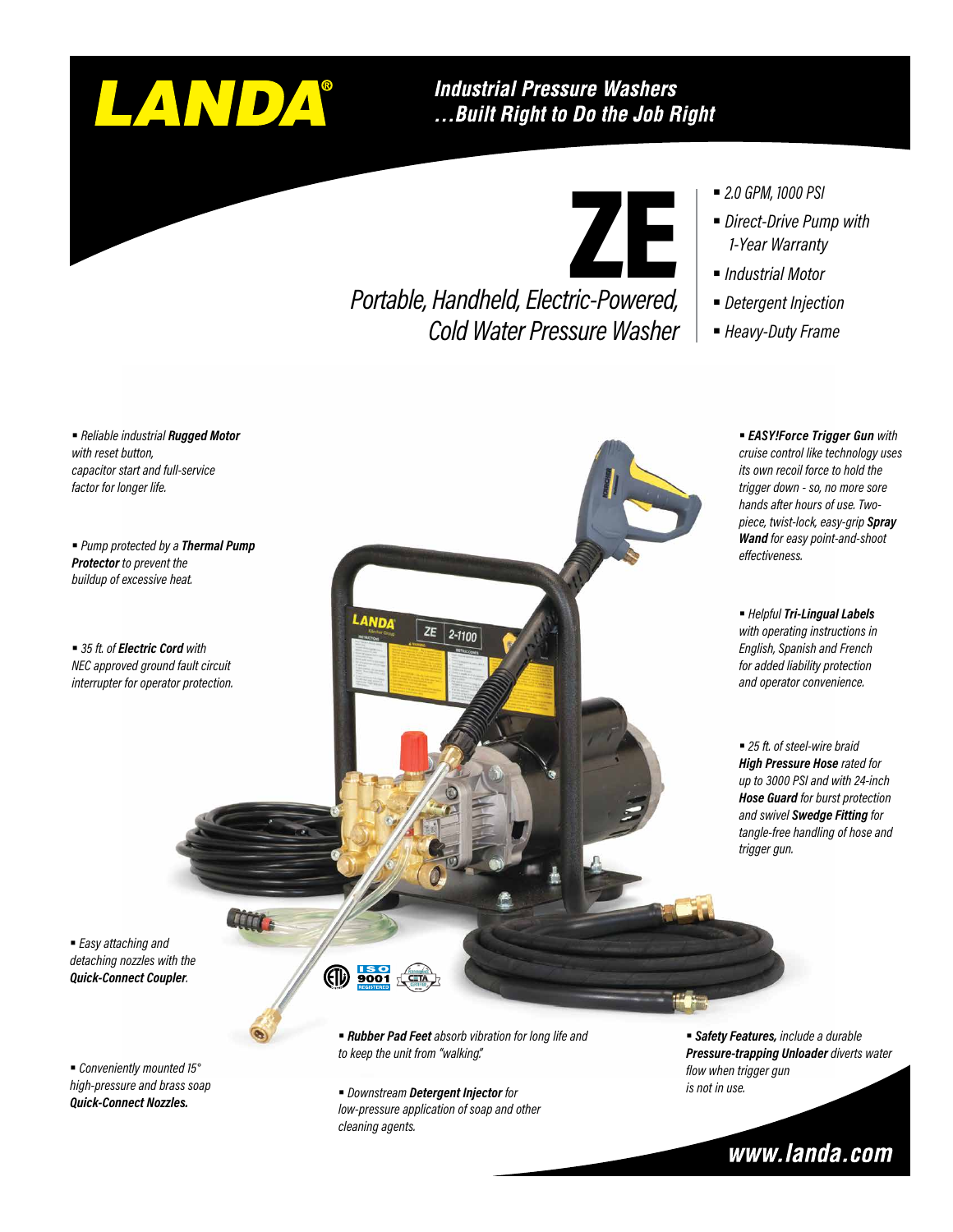# LANDA®

***Industrial Pressure Washers***
***...Built Right to Do the Job Right***

# ZE

*Portable, Handheld, Electric-Powered, Cold Water Pressure Washer*

- *2.0 GPM, 1000 PSI*
- *Direct-Drive Pump with 1-Year Warranty*
- *Industrial Motor*
- *Detergent Injection*
- *Heavy-Duty Frame*

- *Reliable industrial* ***Rugged Motor*** *with reset button, capacitor start and full-service factor for longer life.*
- *Pump protected by a* ***Thermal Pump Protector*** *to prevent the buildup of excessive heat.*
- *35 ft. of* ***Electric Cord*** *with NEC approved ground fault circuit interrupter for operator protection.*
- *Easy attaching and detaching nozzles with the* ***Quick-Connect Coupler****.*
- *Conveniently mounted 15° high-pressure and brass soap* ***Quick-Connect Nozzles.***
- ***EASY!Force Trigger Gun*** *with cruise control like technology uses its own recoil force to hold the trigger down - so, no more sore hands after hours of use. Two-piece, twist-lock, easy-grip* ***Spray Wand*** *for easy point-and-shoot effectiveness.*
- *Helpful* ***Tri-Lingual Labels*** *with operating instructions in English, Spanish and French for added liability protection and operator convenience.*
- *25 ft. of steel-wire braid* ***High Pressure Hose*** *rated for up to 3000 PSI and with 24-inch* ***Hose Guard*** *for burst protection and swivel* ***Swedge Fitting*** *for tangle-free handling of hose and trigger gun.*
- ***Rubber Pad Feet*** *absorb vibration for long life and to keep the unit from "walking."*
- *Downstream* ***Detergent Injector*** *for low-pressure application of soap and other cleaning agents.*
- ***Safety Features,*** *include a durable* ***Pressure-trapping Unloader*** *diverts water flow when trigger gun is not in use.*

***www.landa.com***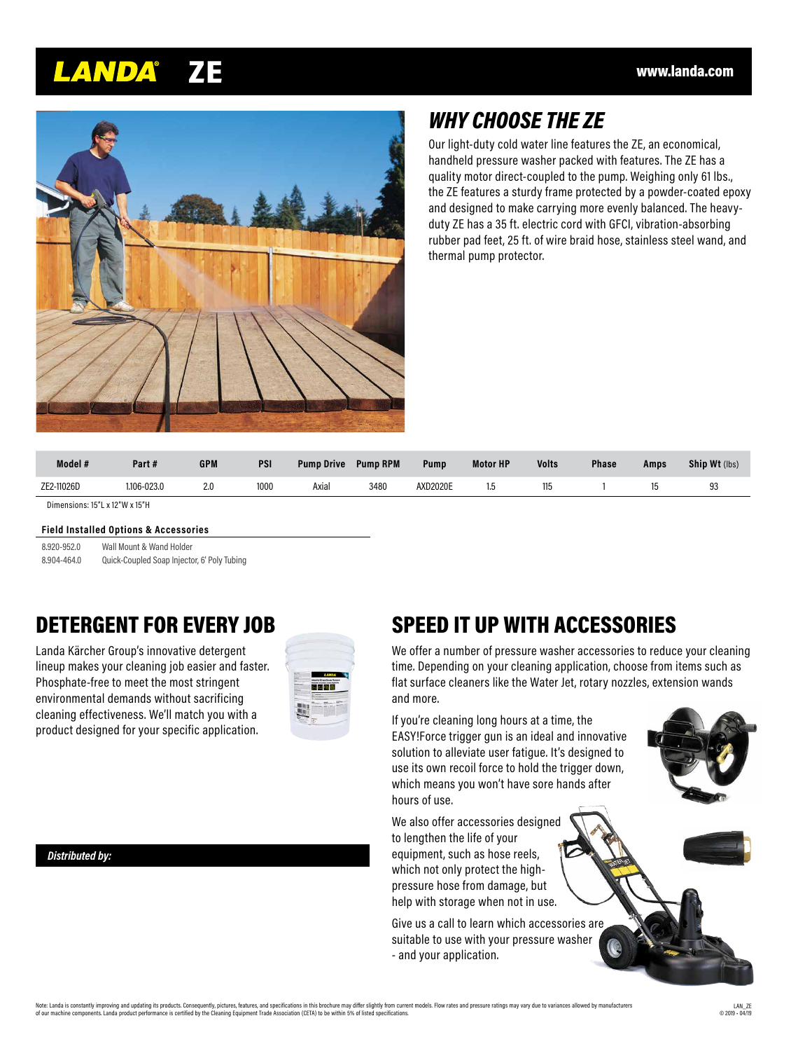# LANDA® ZE

www.landa.com

## WHY CHOOSE THE ZE

Our light-duty cold water line features the ZE, an economical, handheld pressure washer packed with features. The ZE has a quality motor direct-coupled to the pump. Weighing only 61 lbs., the ZE features a sturdy frame protected by a powder-coated epoxy and designed to make carrying more evenly balanced. The heavy-duty ZE has a 35 ft. electric cord with GFCI, vibration-absorbing rubber pad feet, 25 ft. of wire braid hose, stainless steel wand, and thermal pump protector.

| Model # | Part # | GPM | PSI | Pump Drive | Pump RPM | Pump | Motor HP | Volts | Phase | Amps | Ship Wt (lbs) |
|---|---|---|---|---|---|---|---|---|---|---|---|
| ZE2-11026D | 1.106-023.0 | 2.0 | 1000 | Axial | 3480 | AXD2020E | 1.5 | 115 | 1 | 15 | 93 |

Dimensions: 15"L x 12"W x 15"H

### Field Installed Options & Accessories

| | |
|---|---|
| 8.920-952.0 | Wall Mount & Wand Holder |
| 8.904-464.0 | Quick-Coupled Soap Injector, 6' Poly Tubing |

## DETERGENT FOR EVERY JOB

Landa Kärcher Group's innovative detergent lineup makes your cleaning job easier and faster. Phosphate-free to meet the most stringent environmental demands without sacrificing cleaning effectiveness. We'll match you with a product designed for your specific application.

***Distributed by:***

## SPEED IT UP WITH ACCESSORIES

We offer a number of pressure washer accessories to reduce your cleaning time. Depending on your cleaning application, choose from items such as flat surface cleaners like the Water Jet, rotary nozzles, extension wands and more.

If you're cleaning long hours at a time, the EASY!Force trigger gun is an ideal and innovative solution to alleviate user fatigue. It's designed to use its own recoil force to hold the trigger down, which means you won't have sore hands after hours of use.

We also offer accessories designed to lengthen the life of your equipment, such as hose reels, which not only protect the high-pressure hose from damage, but help with storage when not in use.

Give us a call to learn which accessories are suitable to use with your pressure washer - and your application.

Note: Landa is constantly improving and updating its products. Consequently, pictures, features, and specifications in this brochure may differ slightly from current models. Flow rates and pressure ratings may vary due to variances allowed by manufacturers of our machine components. Landa product performance is certified by the Cleaning Equipment Trade Association (CETA) to be within 5% of listed specifications.

LAN_ZE
© 2019 - 04/19